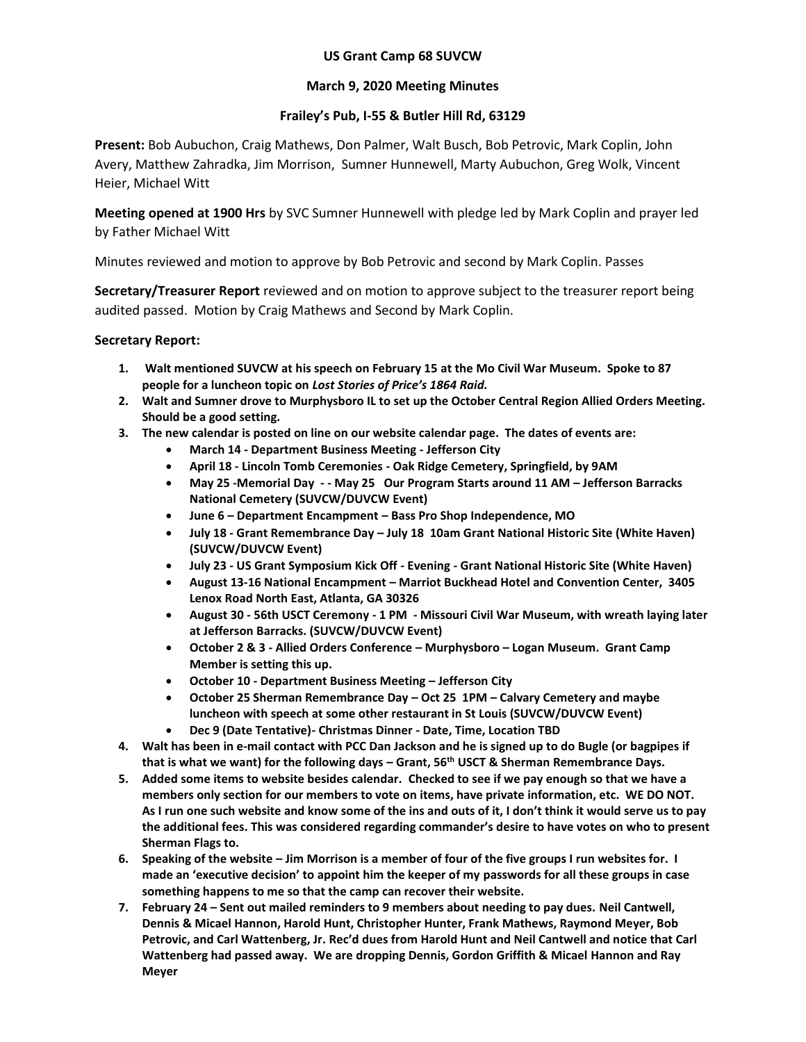**US Grant Camp 68 SUVCW**

**March 9, 2020 Meeting Minutes**

**Frailey's Pub, I-55 & Butler Hill Rd, 63129**

**Present:** Bob Aubuchon, Craig Mathews, Don Palmer, Walt Busch, Bob Petrovic, Mark Coplin, John Avery, Matthew Zahradka, Jim Morrison, Sumner Hunnewell, Marty Aubuchon, Greg Wolk, Vincent Heier, Michael Witt

**Meeting opened at 1900 Hrs** by SVC Sumner Hunnewell with pledge led by Mark Coplin and prayer led by Father Michael Witt

Minutes reviewed and motion to approve by Bob Petrovic and second by Mark Coplin. Passes

**Secretary/Treasurer Report** reviewed and on motion to approve subject to the treasurer report being audited passed. Motion by Craig Mathews and Second by Mark Coplin.

**Secretary Report:**

1. **Walt mentioned SUVCW at his speech on February 15 at the Mo Civil War Museum. Spoke to 87 people for a luncheon topic on *Lost Stories of Price's 1864 Raid.***
2. **Walt and Sumner drove to Murphysboro IL to set up the October Central Region Allied Orders Meeting. Should be a good setting.**
3. **The new calendar is posted on line on our website calendar page. The dates of events are:**
   - **March 14 - Department Business Meeting - Jefferson City**
   - **April 18 - Lincoln Tomb Ceremonies - Oak Ridge Cemetery, Springfield, by 9AM**
   - **May 25 -Memorial Day - - May 25 Our Program Starts around 11 AM – Jefferson Barracks National Cemetery (SUVCW/DUVCW Event)**
   - **June 6 – Department Encampment – Bass Pro Shop Independence, MO**
   - **July 18 - Grant Remembrance Day – July 18 10am Grant National Historic Site (White Haven) (SUVCW/DUVCW Event)**
   - **July 23 - US Grant Symposium Kick Off - Evening - Grant National Historic Site (White Haven)**
   - **August 13-16 National Encampment – Marriot Buckhead Hotel and Convention Center, 3405 Lenox Road North East, Atlanta, GA 30326**
   - **August 30 - 56th USCT Ceremony - 1 PM - Missouri Civil War Museum, with wreath laying later at Jefferson Barracks. (SUVCW/DUVCW Event)**
   - **October 2 & 3 - Allied Orders Conference – Murphysboro – Logan Museum. Grant Camp Member is setting this up.**
   - **October 10 - Department Business Meeting – Jefferson City**
   - **October 25 Sherman Remembrance Day – Oct 25 1PM – Calvary Cemetery and maybe luncheon with speech at some other restaurant in St Louis (SUVCW/DUVCW Event)**
   - **Dec 9 (Date Tentative)- Christmas Dinner - Date, Time, Location TBD**
4. **Walt has been in e-mail contact with PCC Dan Jackson and he is signed up to do Bugle (or bagpipes if that is what we want) for the following days – Grant, 56th USCT & Sherman Remembrance Days.**
5. **Added some items to website besides calendar. Checked to see if we pay enough so that we have a members only section for our members to vote on items, have private information, etc. WE DO NOT. As I run one such website and know some of the ins and outs of it, I don't think it would serve us to pay the additional fees. This was considered regarding commander's desire to have votes on who to present Sherman Flags to.**
6. **Speaking of the website – Jim Morrison is a member of four of the five groups I run websites for. I made an 'executive decision' to appoint him the keeper of my passwords for all these groups in case something happens to me so that the camp can recover their website.**
7. **February 24 – Sent out mailed reminders to 9 members about needing to pay dues. Neil Cantwell, Dennis & Micael Hannon, Harold Hunt, Christopher Hunter, Frank Mathews, Raymond Meyer, Bob Petrovic, and Carl Wattenberg, Jr. Rec'd dues from Harold Hunt and Neil Cantwell and notice that Carl Wattenberg had passed away. We are dropping Dennis, Gordon Griffith & Micael Hannon and Ray Meyer**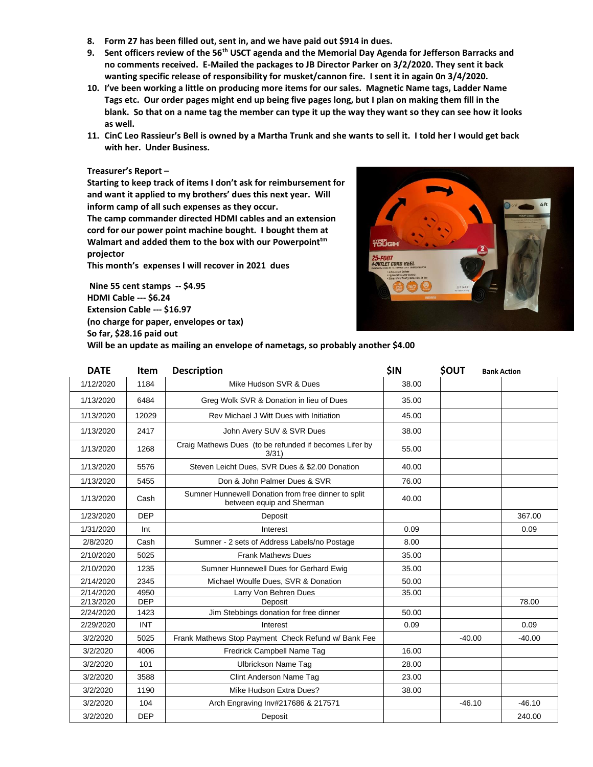8. **Form 27 has been filled out, sent in, and we have paid out $914 in dues.**
9. **Sent officers review of the 56th USCT agenda and the Memorial Day Agenda for Jefferson Barracks and no comments received. E-Mailed the packages to JB Director Parker on 3/2/2020. They sent it back wanting specific release of responsibility for musket/cannon fire. I sent it in again 0n 3/4/2020.**
10. **I've been working a little on producing more items for our sales. Magnetic Name tags, Ladder Name Tags etc. Our order pages might end up being five pages long, but I plan on making them fill in the blank. So that on a name tag the member can type it up the way they want so they can see how it looks as well.**
11. **CinC Leo Rassieur's Bell is owned by a Martha Trunk and she wants to sell it. I told her I would get back with her. Under Business.**

**Treasurer's Report –**

**Starting to keep track of items I don't ask for reimbursement for and want it applied to my brothers' dues this next year. Will inform camp of all such expenses as they occur.**

**The camp commander directed HDMI cables and an extension cord for our power point machine bought. I bought them at Walmart and added them to the box with our Powerpoint™ projector**

**This month's expenses I will recover in 2021 dues**

**Nine 55 cent stamps -- $4.95**
**HDMI Cable --- $6.24**
**Extension Cable --- $16.97**
**(no charge for paper, envelopes or tax)**
**So far, $28.16 paid out**
**Will be an update as mailing an envelope of nametags, so probably another $4.00**

| DATE | Item | Description | $IN | $OUT | Bank Action |
|---|---|---|---|---|---|
| 1/12/2020 | 1184 | Mike Hudson SVR & Dues | 38.00 | | |
| 1/13/2020 | 6484 | Greg Wolk SVR & Donation in lieu of Dues | 35.00 | | |
| 1/13/2020 | 12029 | Rev Michael J Witt Dues with Initiation | 45.00 | | |
| 1/13/2020 | 2417 | John Avery SUV & SVR Dues | 38.00 | | |
| 1/13/2020 | 1268 | Craig Mathews Dues (to be refunded if becomes Lifer by 3/31) | 55.00 | | |
| 1/13/2020 | 5576 | Steven Leicht Dues, SVR Dues & $2.00 Donation | 40.00 | | |
| 1/13/2020 | 5455 | Don & John Palmer Dues & SVR | 76.00 | | |
| 1/13/2020 | Cash | Sumner Hunnewell Donation from free dinner to split between equip and Sherman | 40.00 | | |
| 1/23/2020 | DEP | Deposit | | | 367.00 |
| 1/31/2020 | Int | Interest | 0.09 | | 0.09 |
| 2/8/2020 | Cash | Sumner - 2 sets of Address Labels/no Postage | 8.00 | | |
| 2/10/2020 | 5025 | Frank Mathews Dues | 35.00 | | |
| 2/10/2020 | 1235 | Sumner Hunnewell Dues for Gerhard Ewig | 35.00 | | |
| 2/14/2020 | 2345 | Michael Woulfe Dues, SVR & Donation | 50.00 | | |
| 2/14/2020 | 4950 | Larry Von Behren Dues | 35.00 | | |
| 2/13/2020 | DEP | Deposit | | | 78.00 |
| 2/24/2020 | 1423 | Jim Stebbings donation for free dinner | 50.00 | | |
| 2/29/2020 | INT | Interest | 0.09 | | 0.09 |
| 3/2/2020 | 5025 | Frank Mathews Stop Payment Check Refund w/ Bank Fee | | -40.00 | -40.00 |
| 3/2/2020 | 4006 | Fredrick Campbell Name Tag | 16.00 | | |
| 3/2/2020 | 101 | Ulbrickson Name Tag | 28.00 | | |
| 3/2/2020 | 3588 | Clint Anderson Name Tag | 23.00 | | |
| 3/2/2020 | 1190 | Mike Hudson Extra Dues? | 38.00 | | |
| 3/2/2020 | 104 | Arch Engraving Inv#217686 & 217571 | | -46.10 | -46.10 |
| 3/2/2020 | DEP | Deposit | | | 240.00 |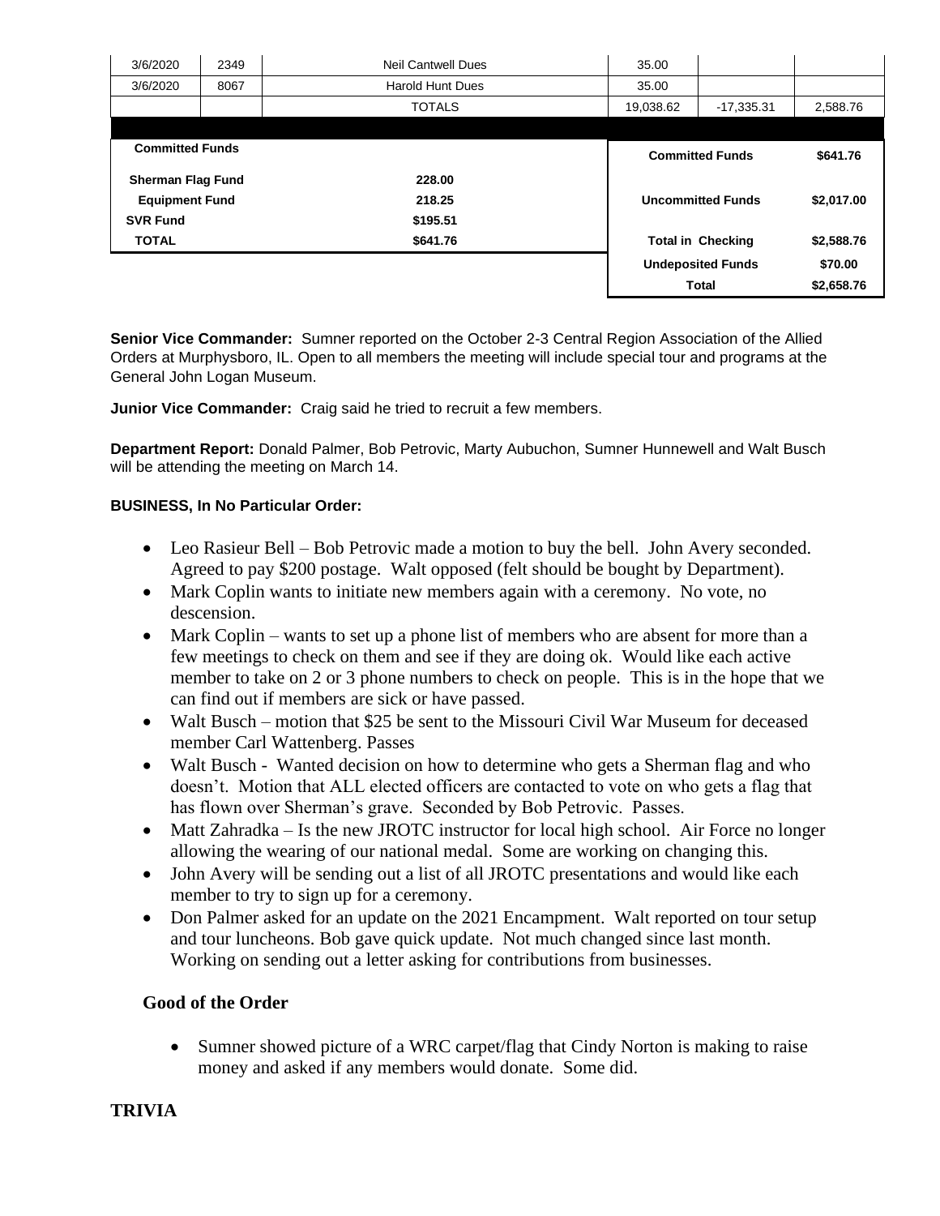| | | | | | |
|---|---|---|---|---|---|
| 3/6/2020 | 2349 | Neil Cantwell Dues | 35.00 | | |
| 3/6/2020 | 8067 | Harold Hunt Dues | 35.00 | | |
| | | TOTALS | 19,038.62 | -17,335.31 | 2,588.76 |

| Committed Funds | |
|---|---|
| Sherman Flag Fund | 228.00 |
| Equipment Fund | 218.25 |
| SVR Fund | $195.51 |
| TOTAL | $641.76 |

| | |
|---|---|
| Committed Funds | $641.76 |
| Uncommitted Funds | $2,017.00 |
| Total in Checking | $2,588.76 |
| Undeposited Funds | $70.00 |
| Total | $2,658.76 |

**Senior Vice Commander:** Sumner reported on the October 2-3 Central Region Association of the Allied Orders at Murphysboro, IL. Open to all members the meeting will include special tour and programs at the General John Logan Museum.

**Junior Vice Commander:** Craig said he tried to recruit a few members.

**Department Report:** Donald Palmer, Bob Petrovic, Marty Aubuchon, Sumner Hunnewell and Walt Busch will be attending the meeting on March 14.

**BUSINESS, In No Particular Order:**

- Leo Rasieur Bell – Bob Petrovic made a motion to buy the bell. John Avery seconded. Agreed to pay $200 postage. Walt opposed (felt should be bought by Department).
- Mark Coplin wants to initiate new members again with a ceremony. No vote, no descension.
- Mark Coplin – wants to set up a phone list of members who are absent for more than a few meetings to check on them and see if they are doing ok. Would like each active member to take on 2 or 3 phone numbers to check on people. This is in the hope that we can find out if members are sick or have passed.
- Walt Busch – motion that $25 be sent to the Missouri Civil War Museum for deceased member Carl Wattenberg. Passes
- Walt Busch - Wanted decision on how to determine who gets a Sherman flag and who doesn't. Motion that ALL elected officers are contacted to vote on who gets a flag that has flown over Sherman's grave. Seconded by Bob Petrovic. Passes.
- Matt Zahradka – Is the new JROTC instructor for local high school. Air Force no longer allowing the wearing of our national medal. Some are working on changing this.
- John Avery will be sending out a list of all JROTC presentations and would like each member to try to sign up for a ceremony.
- Don Palmer asked for an update on the 2021 Encampment. Walt reported on tour setup and tour luncheons. Bob gave quick update. Not much changed since last month. Working on sending out a letter asking for contributions from businesses.

## Good of the Order

- Sumner showed picture of a WRC carpet/flag that Cindy Norton is making to raise money and asked if any members would donate. Some did.

## TRIVIA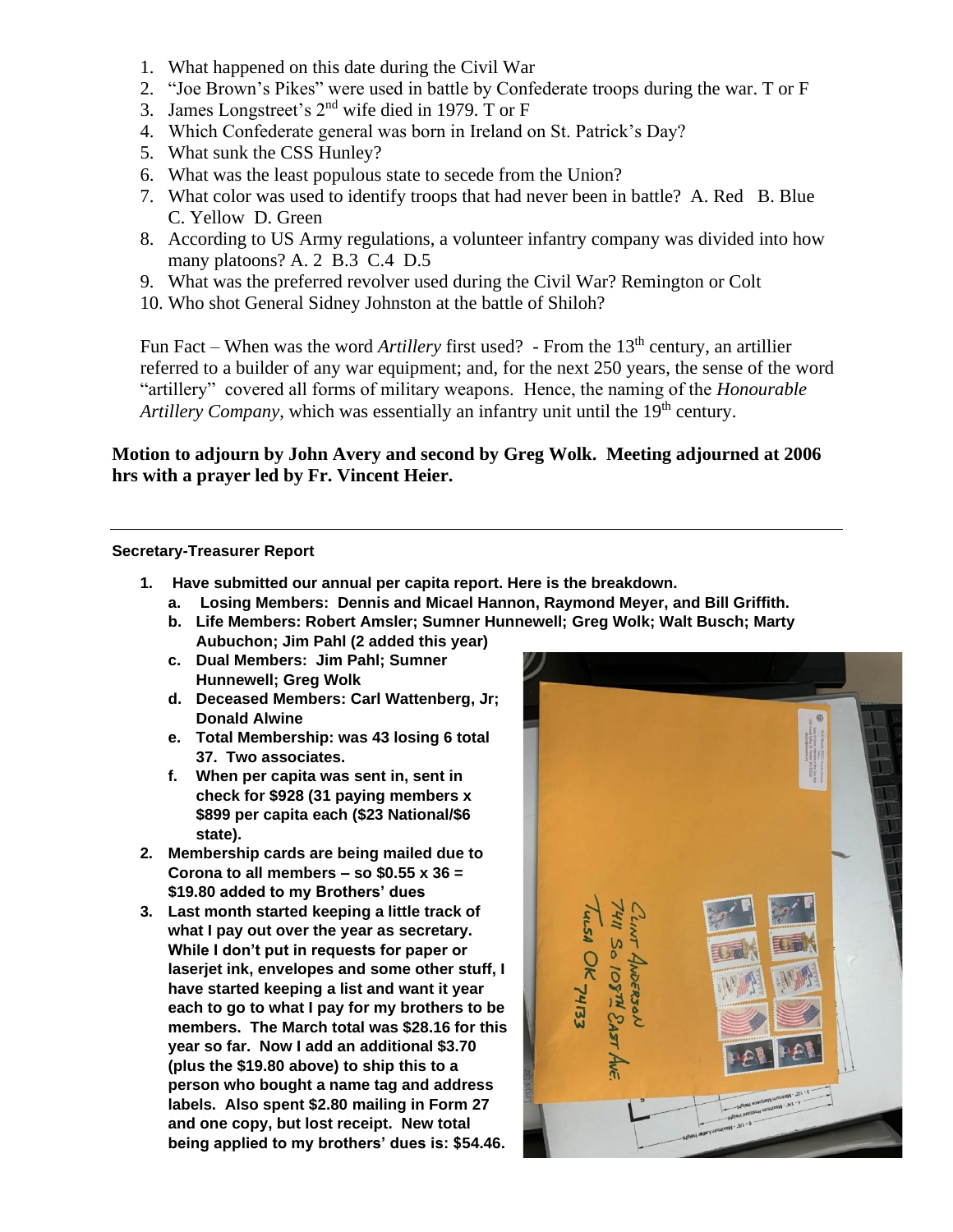1. What happened on this date during the Civil War
2. "Joe Brown's Pikes" were used in battle by Confederate troops during the war. T or F
3. James Longstreet's 2nd wife died in 1979. T or F
4. Which Confederate general was born in Ireland on St. Patrick's Day?
5. What sunk the CSS Hunley?
6. What was the least populous state to secede from the Union?
7. What color was used to identify troops that had never been in battle? A. Red B. Blue C. Yellow D. Green
8. According to US Army regulations, a volunteer infantry company was divided into how many platoons? A. 2 B.3 C.4 D.5
9. What was the preferred revolver used during the Civil War? Remington or Colt
10. Who shot General Sidney Johnston at the battle of Shiloh?

Fun Fact – When was the word *Artillery* first used? - From the 13th century, an artillier referred to a builder of any war equipment; and, for the next 250 years, the sense of the word "artillery" covered all forms of military weapons. Hence, the naming of the *Honourable Artillery Company*, which was essentially an infantry unit until the 19th century.

**Motion to adjourn by John Avery and second by Greg Wolk. Meeting adjourned at 2006 hrs with a prayer led by Fr. Vincent Heier.**

---

**Secretary-Treasurer Report**

1. **Have submitted our annual per capita report. Here is the breakdown.**
   a. **Losing Members: Dennis and Micael Hannon, Raymond Meyer, and Bill Griffith.**
   b. **Life Members: Robert Amsler; Sumner Hunnewell; Greg Wolk; Walt Busch; Marty Aubuchon; Jim Pahl (2 added this year)**
   c. **Dual Members: Jim Pahl; Sumner Hunnewell; Greg Wolk**
   d. **Deceased Members: Carl Wattenberg, Jr; Donald Alwine**
   e. **Total Membership: was 43 losing 6 total 37. Two associates.**
   f. **When per capita was sent in, sent in check for $928 (31 paying members x $899 per capita each ($23 National/$6 state).**
2. **Membership cards are being mailed due to Corona to all members – so $0.55 x 36 = $19.80 added to my Brothers' dues**
3. **Last month started keeping a little track of what I pay out over the year as secretary. While I don't put in requests for paper or laserjet ink, envelopes and some other stuff, I have started keeping a list and want it year each to go to what I pay for my brothers to be members. The March total was $28.16 for this year so far. Now I add an additional $3.70 (plus the $19.80 above) to ship this to a person who bought a name tag and address labels. Also spent $2.80 mailing in Form 27 and one copy, but lost receipt. New total being applied to my brothers' dues is: $54.46.**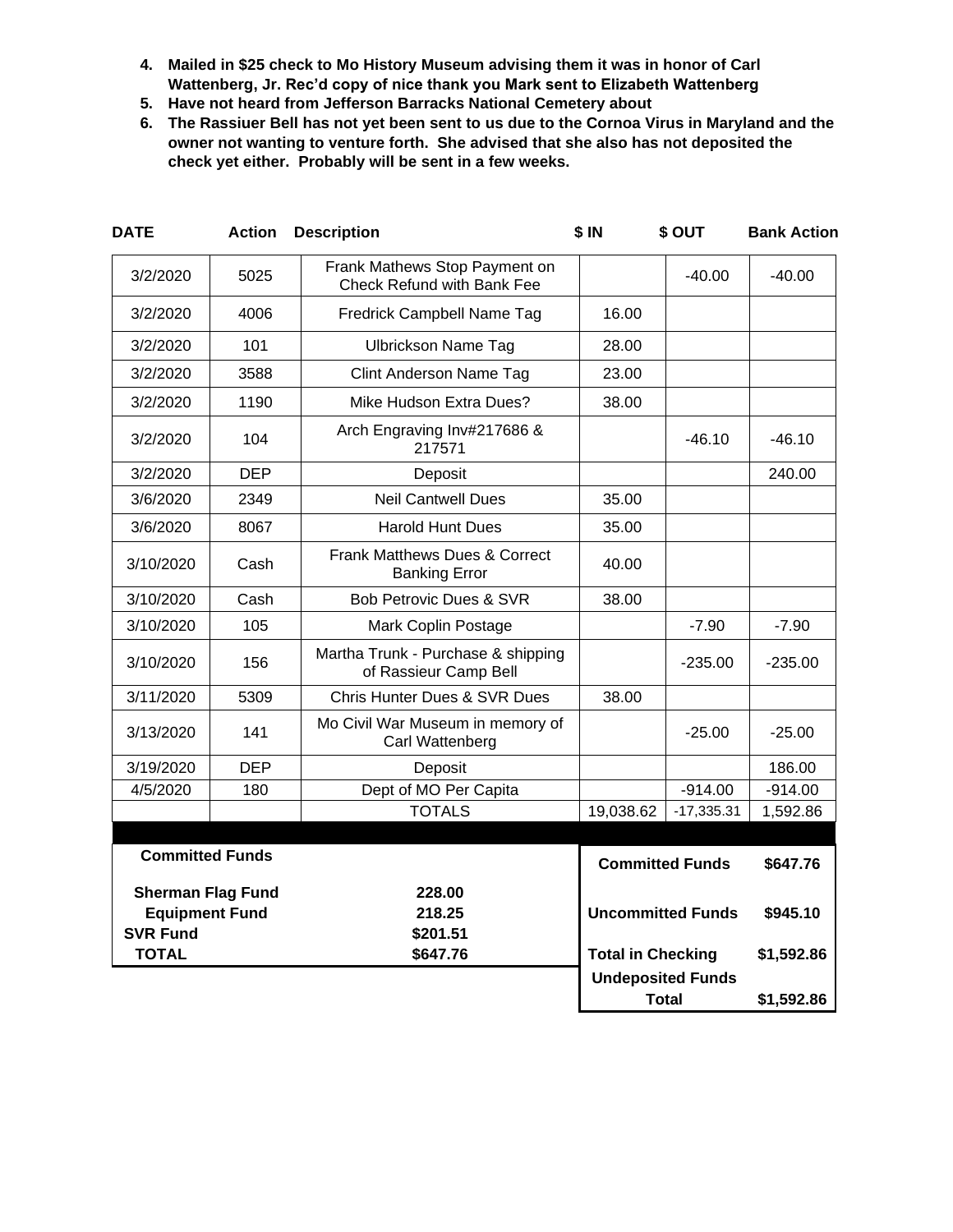4. **Mailed in $25 check to Mo History Museum advising them it was in honor of Carl Wattenberg, Jr. Rec'd copy of nice thank you Mark sent to Elizabeth Wattenberg**
5. **Have not heard from Jefferson Barracks National Cemetery about**
6. **The Rassiuer Bell has not yet been sent to us due to the Cornoa Virus in Maryland and the owner not wanting to venture forth. She advised that she also has not deposited the check yet either. Probably will be sent in a few weeks.**

| DATE | Action | Description | $ IN | $ OUT | Bank Action |
|---|---|---|---|---|---|
| 3/2/2020 | 5025 | Frank Mathews Stop Payment on Check Refund with Bank Fee | | -40.00 | -40.00 |
| 3/2/2020 | 4006 | Fredrick Campbell Name Tag | 16.00 | | |
| 3/2/2020 | 101 | Ulbrickson Name Tag | 28.00 | | |
| 3/2/2020 | 3588 | Clint Anderson Name Tag | 23.00 | | |
| 3/2/2020 | 1190 | Mike Hudson Extra Dues? | 38.00 | | |
| 3/2/2020 | 104 | Arch Engraving Inv#217686 & 217571 | | -46.10 | -46.10 |
| 3/2/2020 | DEP | Deposit | | | 240.00 |
| 3/6/2020 | 2349 | Neil Cantwell Dues | 35.00 | | |
| 3/6/2020 | 8067 | Harold Hunt Dues | 35.00 | | |
| 3/10/2020 | Cash | Frank Matthews Dues & Correct Banking Error | 40.00 | | |
| 3/10/2020 | Cash | Bob Petrovic Dues & SVR | 38.00 | | |
| 3/10/2020 | 105 | Mark Coplin Postage | | -7.90 | -7.90 |
| 3/10/2020 | 156 | Martha Trunk - Purchase & shipping of Rassieur Camp Bell | | -235.00 | -235.00 |
| 3/11/2020 | 5309 | Chris Hunter Dues & SVR Dues | 38.00 | | |
| 3/13/2020 | 141 | Mo Civil War Museum in memory of Carl Wattenberg | | -25.00 | -25.00 |
| 3/19/2020 | DEP | Deposit | | | 186.00 |
| 4/5/2020 | 180 | Dept of MO Per Capita | | -914.00 | -914.00 |
| | | TOTALS | 19,038.62 | -17,335.31 | 1,592.86 |

**Committed Funds**

| | |
|---|---|
| **Sherman Flag Fund** | **228.00** |
| **Equipment Fund** | **218.25** |
| **SVR Fund** | **$201.51** |
| **TOTAL** | **$647.76** |

| | |
|---|---|
| **Committed Funds** | **$647.76** |
| **Uncommitted Funds** | **$945.10** |
| **Total in Checking** | **$1,592.86** |
| **Undeposited Funds** | |
| **Total** | **$1,592.86** |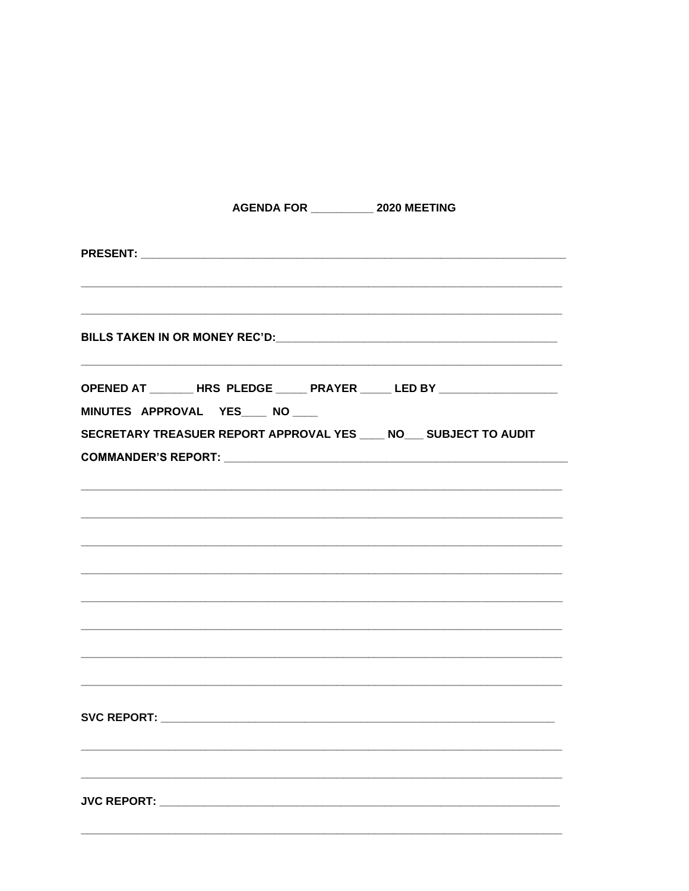**AGENDA FOR __________ 2020 MEETING**

**PRESENT:** ___________________________________________________________________________

___________________________________________________________________________________

___________________________________________________________________________________

**BILLS TAKEN IN OR MONEY REC'D:**_______________________________________________

___________________________________________________________________________________

**OPENED AT _______ HRS PLEDGE _____ PRAYER _____ LED BY __________________**

**MINUTES APPROVAL YES____ NO ____**

**SECRETARY TREASUER REPORT APPROVAL YES ____ NO___ SUBJECT TO AUDIT**

**COMMANDER'S REPORT:** ______________________________________________________

___________________________________________________________________________________

___________________________________________________________________________________

___________________________________________________________________________________

___________________________________________________________________________________

___________________________________________________________________________________

___________________________________________________________________________________

___________________________________________________________________________________

___________________________________________________________________________________

**SVC REPORT:** _____________________________________________________________

___________________________________________________________________________________

___________________________________________________________________________________

**JVC REPORT:** _____________________________________________________________

___________________________________________________________________________________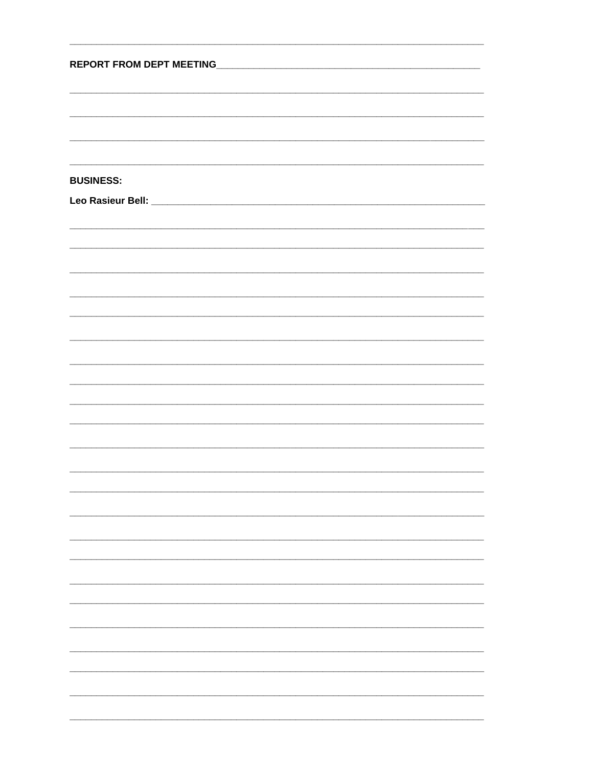**REPORT FROM DEPT MEETING**

**BUSINESS:**

**Leo Rasieur Bell:**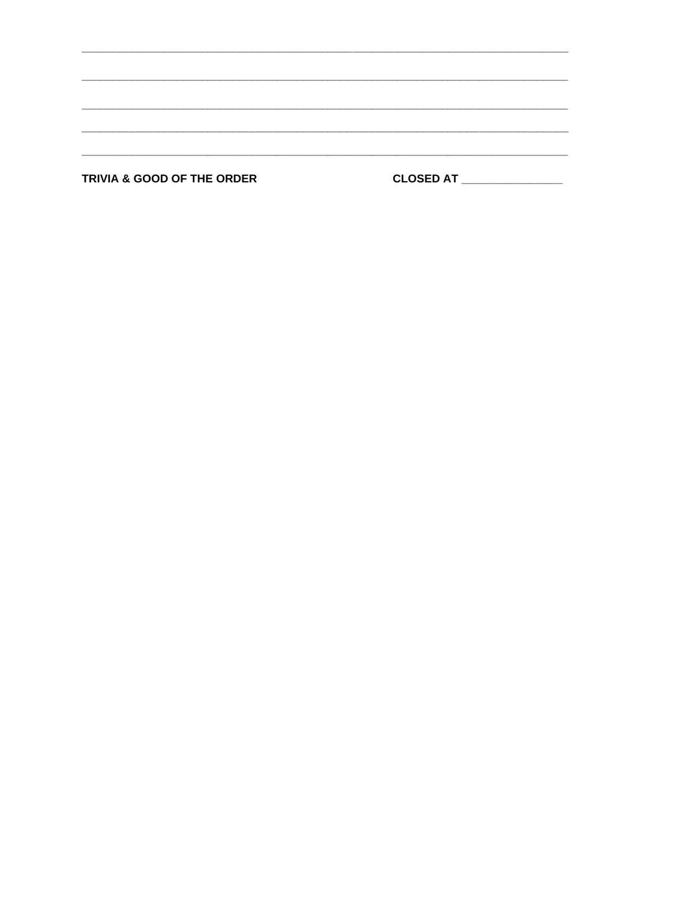\_\_\_\_\_\_\_\_\_\_\_\_\_\_\_\_\_\_\_\_\_\_\_\_\_\_\_\_\_\_\_\_\_\_\_\_\_\_\_\_\_\_\_\_\_\_\_\_\_\_\_\_\_\_\_\_\_\_\_\_\_\_\_\_\_\_\_\_\_\_\_\_\_\_\_\_\_\_

\_\_\_\_\_\_\_\_\_\_\_\_\_\_\_\_\_\_\_\_\_\_\_\_\_\_\_\_\_\_\_\_\_\_\_\_\_\_\_\_\_\_\_\_\_\_\_\_\_\_\_\_\_\_\_\_\_\_\_\_\_\_\_\_\_\_\_\_\_\_\_\_\_\_\_\_\_\_

\_\_\_\_\_\_\_\_\_\_\_\_\_\_\_\_\_\_\_\_\_\_\_\_\_\_\_\_\_\_\_\_\_\_\_\_\_\_\_\_\_\_\_\_\_\_\_\_\_\_\_\_\_\_\_\_\_\_\_\_\_\_\_\_\_\_\_\_\_\_\_\_\_\_\_\_\_\_

\_\_\_\_\_\_\_\_\_\_\_\_\_\_\_\_\_\_\_\_\_\_\_\_\_\_\_\_\_\_\_\_\_\_\_\_\_\_\_\_\_\_\_\_\_\_\_\_\_\_\_\_\_\_\_\_\_\_\_\_\_\_\_\_\_\_\_\_\_\_\_\_\_\_\_\_\_\_

\_\_\_\_\_\_\_\_\_\_\_\_\_\_\_\_\_\_\_\_\_\_\_\_\_\_\_\_\_\_\_\_\_\_\_\_\_\_\_\_\_\_\_\_\_\_\_\_\_\_\_\_\_\_\_\_\_\_\_\_\_\_\_\_\_\_\_\_\_\_\_\_\_\_\_\_\_\_

**TRIVIA & GOOD OF THE ORDER** **CLOSED AT \_\_\_\_\_\_\_\_\_\_\_\_\_\_\_\_**